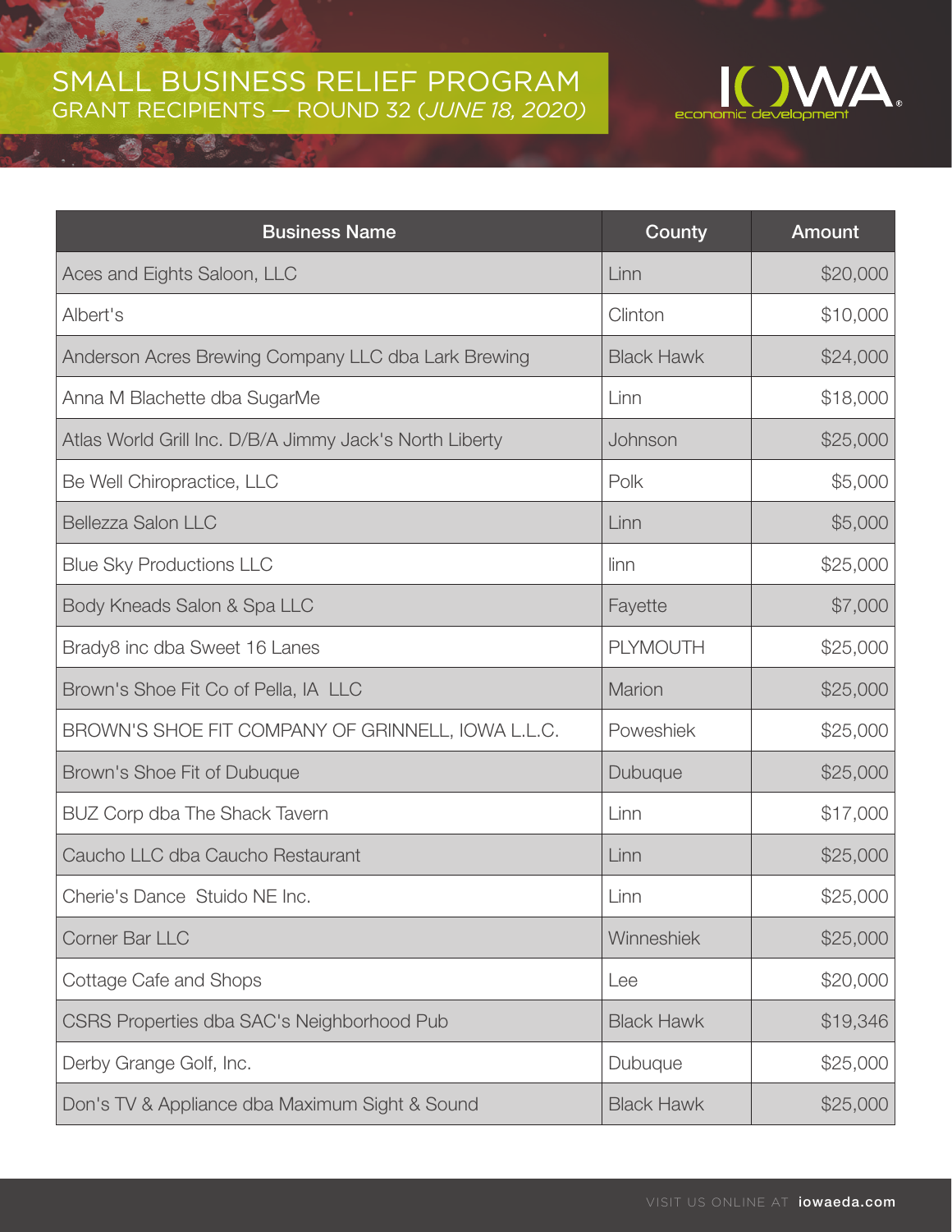# SMALL BUSINESS RELIEF PROGRAM
## GRANT RECIPIENTS — ROUND 32 (*JUNE 18, 2020*)

IOWA economic development

| Business Name | County | Amount |
|---|---|---|
| Aces and Eights Saloon, LLC | Linn | $20,000 |
| Albert's | Clinton | $10,000 |
| Anderson Acres Brewing Company LLC dba Lark Brewing | Black Hawk | $24,000 |
| Anna M Blachette dba SugarMe | Linn | $18,000 |
| Atlas World Grill Inc. D/B/A Jimmy Jack's North Liberty | Johnson | $25,000 |
| Be Well Chiropractice, LLC | Polk | $5,000 |
| Bellezza Salon LLC | Linn | $5,000 |
| Blue Sky Productions LLC | linn | $25,000 |
| Body Kneads Salon & Spa LLC | Fayette | $7,000 |
| Brady8 inc dba Sweet 16 Lanes | PLYMOUTH | $25,000 |
| Brown's Shoe Fit Co of Pella, IA LLC | Marion | $25,000 |
| BROWN'S SHOE FIT COMPANY OF GRINNELL, IOWA L.L.C. | Poweshiek | $25,000 |
| Brown's Shoe Fit of Dubuque | Dubuque | $25,000 |
| BUZ Corp dba The Shack Tavern | Linn | $17,000 |
| Caucho LLC dba Caucho Restaurant | Linn | $25,000 |
| Cherie's Dance Stuido NE Inc. | Linn | $25,000 |
| Corner Bar LLC | Winneshiek | $25,000 |
| Cottage Cafe and Shops | Lee | $20,000 |
| CSRS Properties dba SAC's Neighborhood Pub | Black Hawk | $19,346 |
| Derby Grange Golf, Inc. | Dubuque | $25,000 |
| Don's TV & Appliance dba Maximum Sight & Sound | Black Hawk | $25,000 |

VISIT US ONLINE AT **iowaeda.com**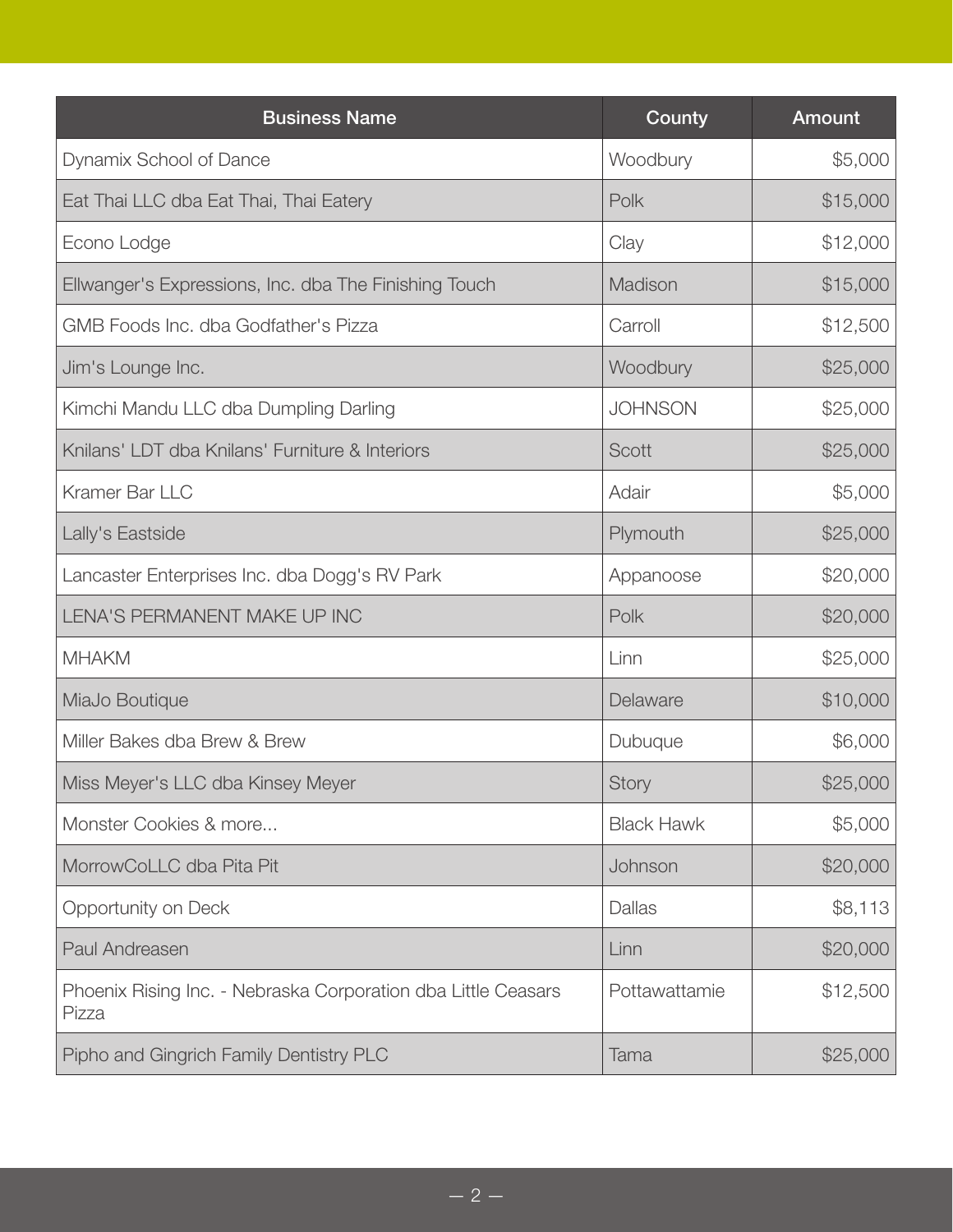| Business Name | County | Amount |
| --- | --- | --- |
| Dynamix School of Dance | Woodbury | $5,000 |
| Eat Thai LLC dba Eat Thai, Thai Eatery | Polk | $15,000 |
| Econo Lodge | Clay | $12,000 |
| Ellwanger's Expressions, Inc. dba The Finishing Touch | Madison | $15,000 |
| GMB Foods Inc. dba Godfather's Pizza | Carroll | $12,500 |
| Jim's Lounge Inc. | Woodbury | $25,000 |
| Kimchi Mandu LLC dba Dumpling Darling | JOHNSON | $25,000 |
| Knilans' LDT dba Knilans' Furniture & Interiors | Scott | $25,000 |
| Kramer Bar LLC | Adair | $5,000 |
| Lally's Eastside | Plymouth | $25,000 |
| Lancaster Enterprises Inc. dba Dogg's RV Park | Appanoose | $20,000 |
| LENA'S PERMANENT MAKE UP INC | Polk | $20,000 |
| MHAKM | Linn | $25,000 |
| MiaJo Boutique | Delaware | $10,000 |
| Miller Bakes dba Brew & Brew | Dubuque | $6,000 |
| Miss Meyer's LLC dba Kinsey Meyer | Story | $25,000 |
| Monster Cookies & more... | Black Hawk | $5,000 |
| MorrowCoLLC dba Pita Pit | Johnson | $20,000 |
| Opportunity on Deck | Dallas | $8,113 |
| Paul Andreasen | Linn | $20,000 |
| Phoenix Rising Inc. - Nebraska Corporation dba Little Ceasars Pizza | Pottawattamie | $12,500 |
| Pipho and Gingrich Family Dentistry PLC | Tama | $25,000 |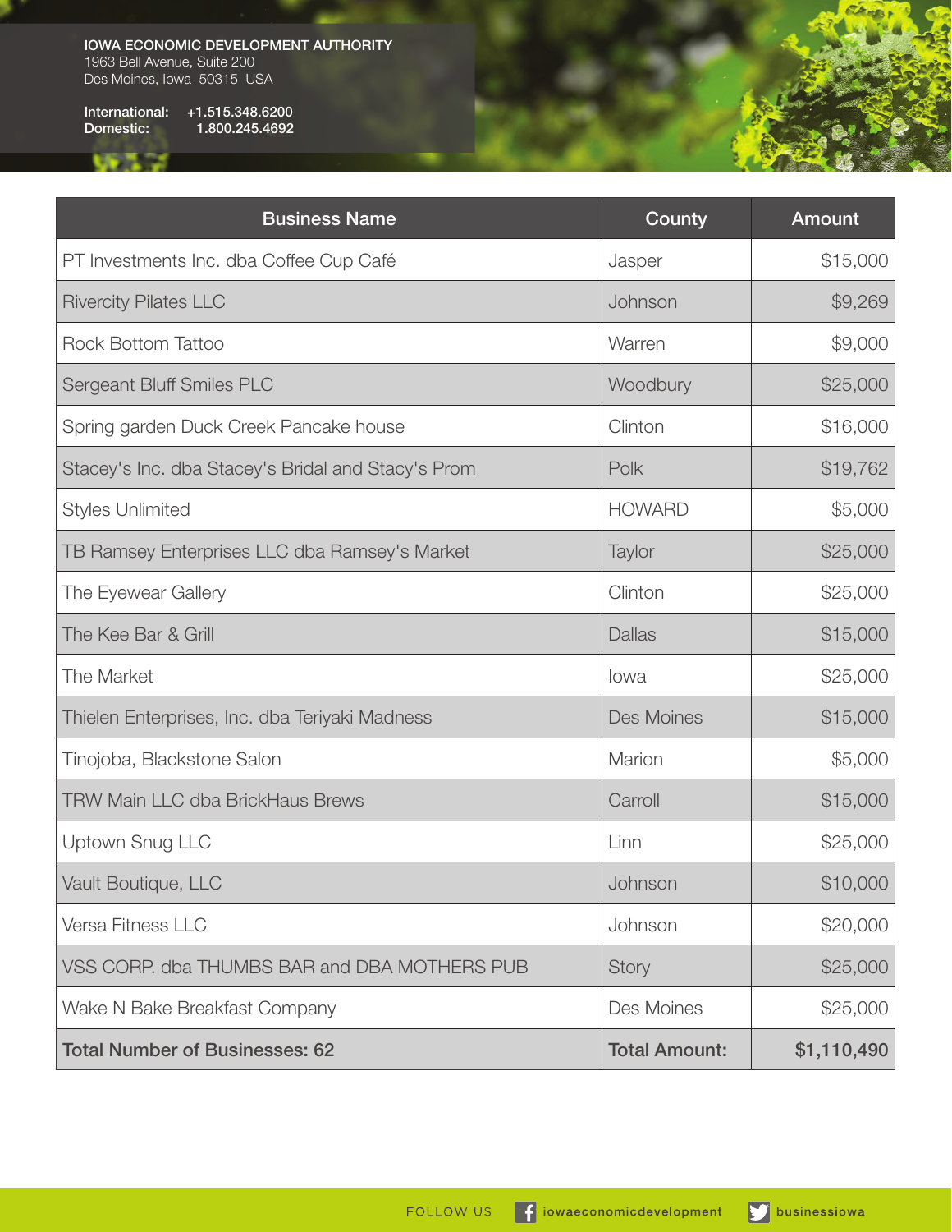IOWA ECONOMIC DEVELOPMENT AUTHORITY
1963 Bell Avenue, Suite 200
Des Moines, Iowa 50315 USA

International: +1.515.348.6200
Domestic: 1.800.245.4692

| Business Name | County | Amount |
|---|---|---|
| PT Investments Inc. dba Coffee Cup Café | Jasper | $15,000 |
| Rivercity Pilates LLC | Johnson | $9,269 |
| Rock Bottom Tattoo | Warren | $9,000 |
| Sergeant Bluff Smiles PLC | Woodbury | $25,000 |
| Spring garden Duck Creek Pancake house | Clinton | $16,000 |
| Stacey's Inc. dba Stacey's Bridal and Stacy's Prom | Polk | $19,762 |
| Styles Unlimited | HOWARD | $5,000 |
| TB Ramsey Enterprises LLC dba Ramsey's Market | Taylor | $25,000 |
| The Eyewear Gallery | Clinton | $25,000 |
| The Kee Bar & Grill | Dallas | $15,000 |
| The Market | Iowa | $25,000 |
| Thielen Enterprises, Inc. dba Teriyaki Madness | Des Moines | $15,000 |
| Tinojoba, Blackstone Salon | Marion | $5,000 |
| TRW Main LLC dba BrickHaus Brews | Carroll | $15,000 |
| Uptown Snug LLC | Linn | $25,000 |
| Vault Boutique, LLC | Johnson | $10,000 |
| Versa Fitness LLC | Johnson | $20,000 |
| VSS CORP. dba THUMBS BAR and DBA MOTHERS PUB | Story | $25,000 |
| Wake N Bake Breakfast Company | Des Moines | $25,000 |
| **Total Number of Businesses: 62** | **Total Amount:** | **$1,110,490** |

FOLLOW US iowaeconomicdevelopment businessiowa